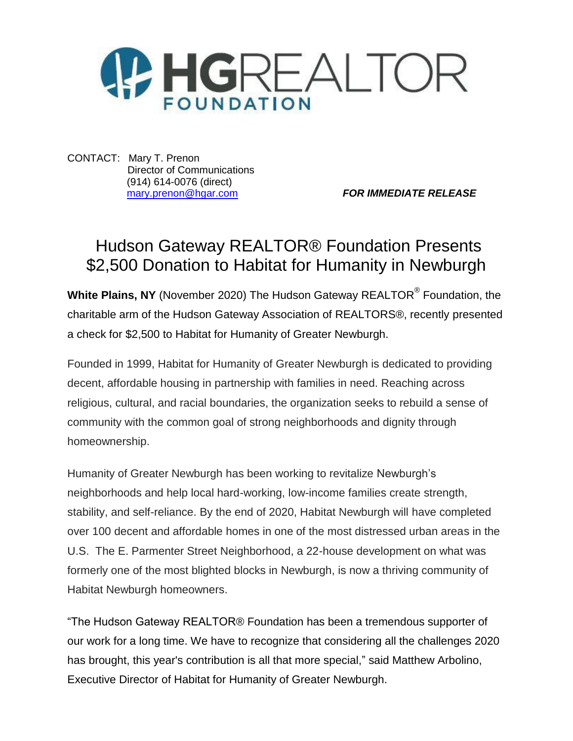HGREALTOR FOUNDATION

CONTACT: Mary T. Prenon
Director of Communications
(914) 614-0076 (direct)
mary.prenon@hgar.com

***FOR IMMEDIATE RELEASE***

# Hudson Gateway REALTOR® Foundation Presents $2,500 Donation to Habitat for Humanity in Newburgh

**White Plains, NY** (November 2020) The Hudson Gateway REALTOR® Foundation, the charitable arm of the Hudson Gateway Association of REALTORS®, recently presented a check for $2,500 to Habitat for Humanity of Greater Newburgh.

Founded in 1999, Habitat for Humanity of Greater Newburgh is dedicated to providing decent, affordable housing in partnership with families in need. Reaching across religious, cultural, and racial boundaries, the organization seeks to rebuild a sense of community with the common goal of strong neighborhoods and dignity through homeownership.

Humanity of Greater Newburgh has been working to revitalize Newburgh's neighborhoods and help local hard-working, low-income families create strength, stability, and self-reliance. By the end of 2020, Habitat Newburgh will have completed over 100 decent and affordable homes in one of the most distressed urban areas in the U.S. The E. Parmenter Street Neighborhood, a 22-house development on what was formerly one of the most blighted blocks in Newburgh, is now a thriving community of Habitat Newburgh homeowners.

"The Hudson Gateway REALTOR® Foundation has been a tremendous supporter of our work for a long time. We have to recognize that considering all the challenges 2020 has brought, this year's contribution is all that more special," said Matthew Arbolino, Executive Director of Habitat for Humanity of Greater Newburgh.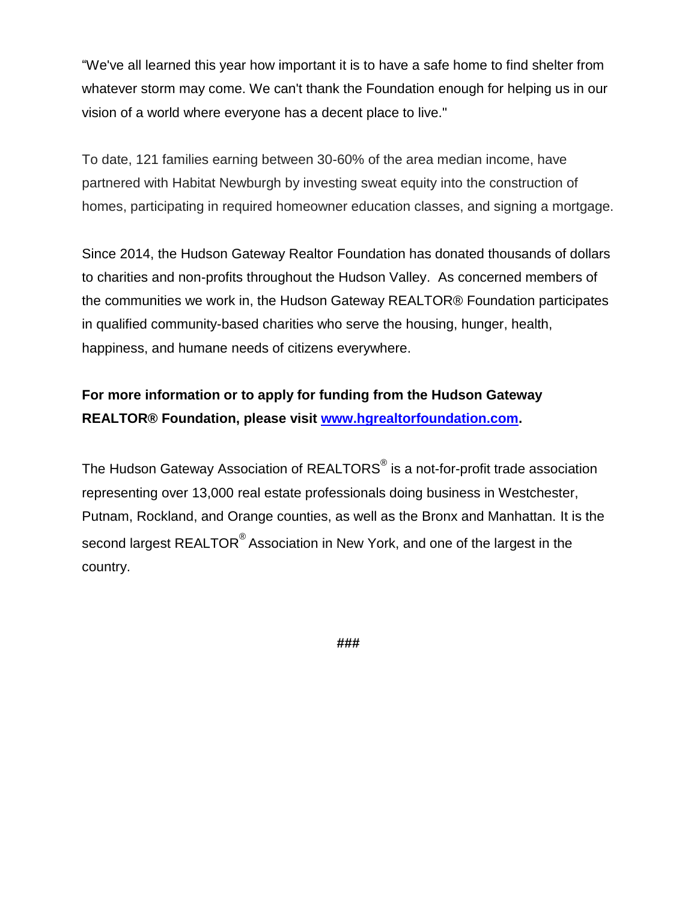"We've all learned this year how important it is to have a safe home to find shelter from whatever storm may come. We can't thank the Foundation enough for helping us in our vision of a world where everyone has a decent place to live."

To date, 121 families earning between 30-60% of the area median income, have partnered with Habitat Newburgh by investing sweat equity into the construction of homes, participating in required homeowner education classes, and signing a mortgage.

Since 2014, the Hudson Gateway Realtor Foundation has donated thousands of dollars to charities and non-profits throughout the Hudson Valley.  As concerned members of the communities we work in, the Hudson Gateway REALTOR® Foundation participates in qualified community-based charities who serve the housing, hunger, health, happiness, and humane needs of citizens everywhere.

**For more information or to apply for funding from the Hudson Gateway REALTOR® Foundation, please visit [www.hgrealtorfoundation.com](http://www.hgrealtorfoundation.com).**

The Hudson Gateway Association of REALTORS® is a not-for-profit trade association representing over 13,000 real estate professionals doing business in Westchester, Putnam, Rockland, and Orange counties, as well as the Bronx and Manhattan. It is the second largest REALTOR® Association in New York, and one of the largest in the country.

###